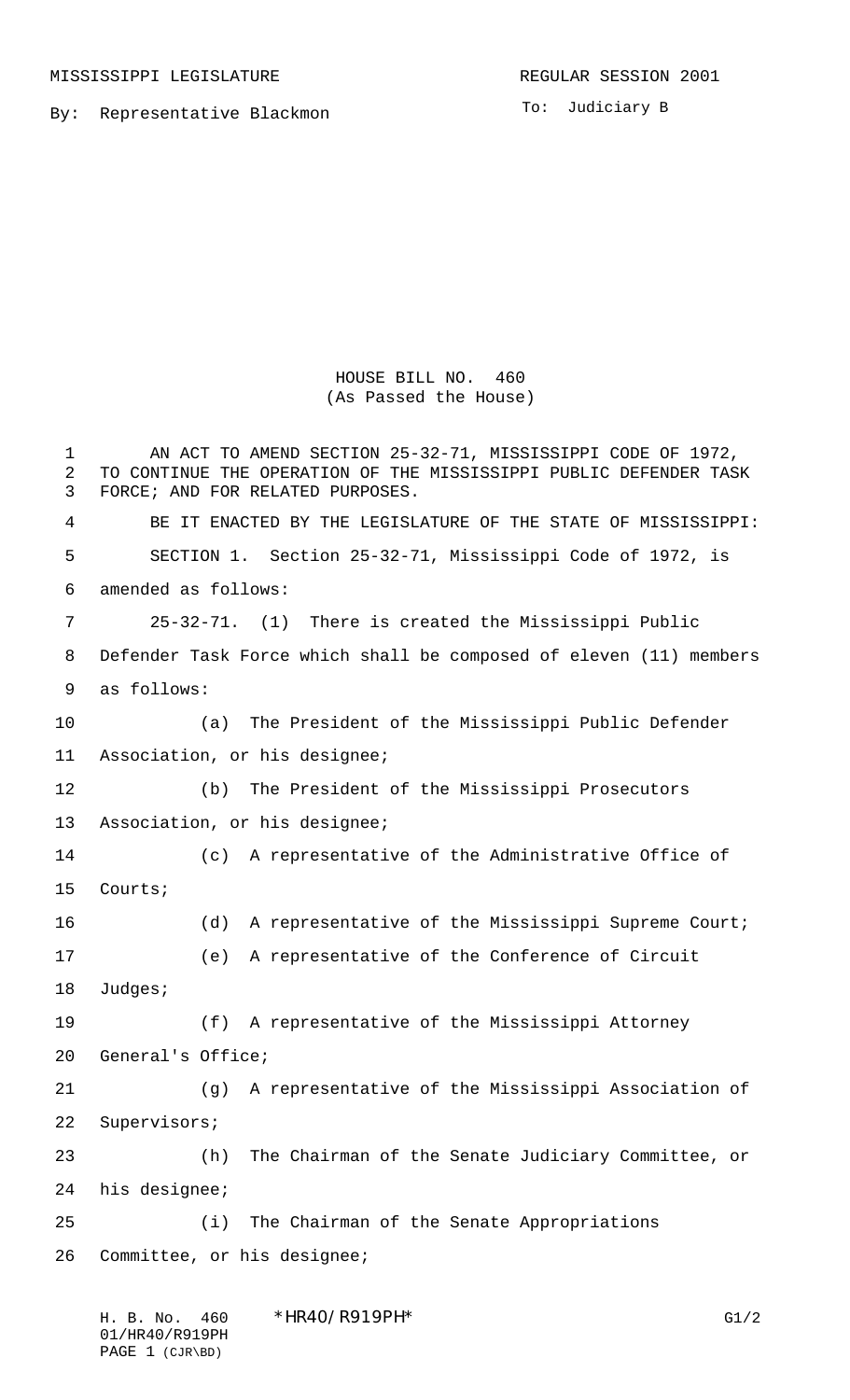MISSISSIPPI LEGISLATURE

REGULAR SESSION 2001

By: Representative Blackmon

To: Judiciary B

# HOUSE BILL NO. 460
(As Passed the House)

AN ACT TO AMEND SECTION 25-32-71, MISSISSIPPI CODE OF 1972, TO CONTINUE THE OPERATION OF THE MISSISSIPPI PUBLIC DEFENDER TASK FORCE; AND FOR RELATED PURPOSES.

BE IT ENACTED BY THE LEGISLATURE OF THE STATE OF MISSISSIPPI:

SECTION 1. Section 25-32-71, Mississippi Code of 1972, is amended as follows:

25-32-71. (1) There is created the Mississippi Public Defender Task Force which shall be composed of eleven (11) members as follows:

(a) The President of the Mississippi Public Defender Association, or his designee;

(b) The President of the Mississippi Prosecutors Association, or his designee;

(c) A representative of the Administrative Office of Courts;

(d) A representative of the Mississippi Supreme Court;

(e) A representative of the Conference of Circuit Judges;

(f) A representative of the Mississippi Attorney General's Office;

(g) A representative of the Mississippi Association of Supervisors;

(h) The Chairman of the Senate Judiciary Committee, or his designee;

(i) The Chairman of the Senate Appropriations Committee, or his designee;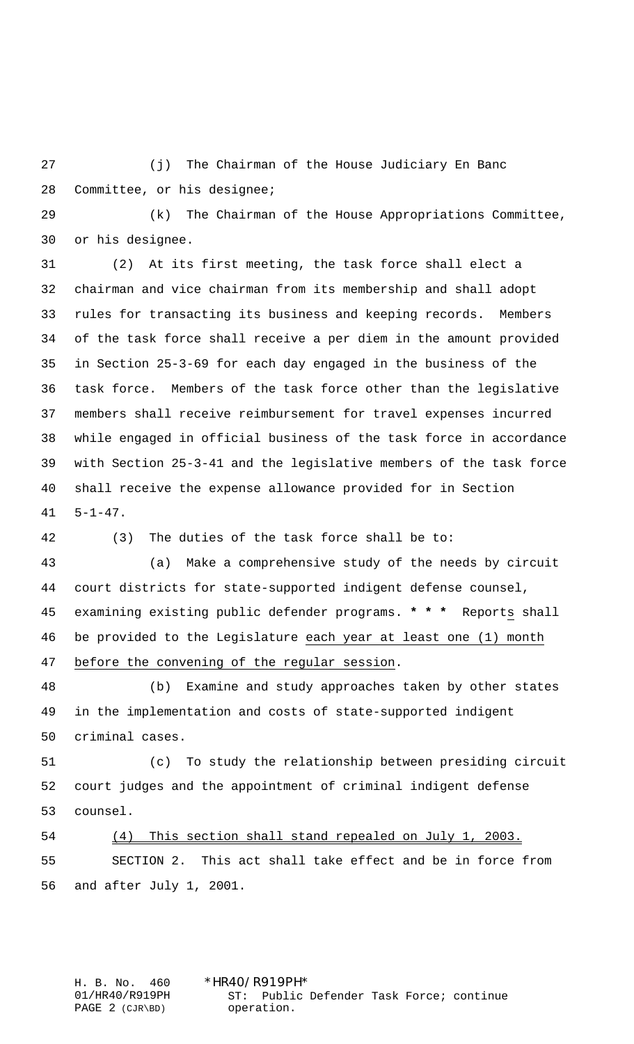(j) The Chairman of the House Judiciary En Banc Committee, or his designee;

(k) The Chairman of the House Appropriations Committee, or his designee.

(2) At its first meeting, the task force shall elect a chairman and vice chairman from its membership and shall adopt rules for transacting its business and keeping records. Members of the task force shall receive a per diem in the amount provided in Section 25-3-69 for each day engaged in the business of the task force. Members of the task force other than the legislative members shall receive reimbursement for travel expenses incurred while engaged in official business of the task force in accordance with Section 25-3-41 and the legislative members of the task force shall receive the expense allowance provided for in Section 5-1-47.

(3) The duties of the task force shall be to:

(a) Make a comprehensive study of the needs by circuit court districts for state-supported indigent defense counsel, examining existing public defender programs. *** Reports shall be provided to the Legislature each year at least one (1) month before the convening of the regular session.

(b) Examine and study approaches taken by other states in the implementation and costs of state-supported indigent criminal cases.

(c) To study the relationship between presiding circuit court judges and the appointment of criminal indigent defense counsel.

(4) This section shall stand repealed on July 1, 2003.

SECTION 2. This act shall take effect and be in force from and after July 1, 2001.